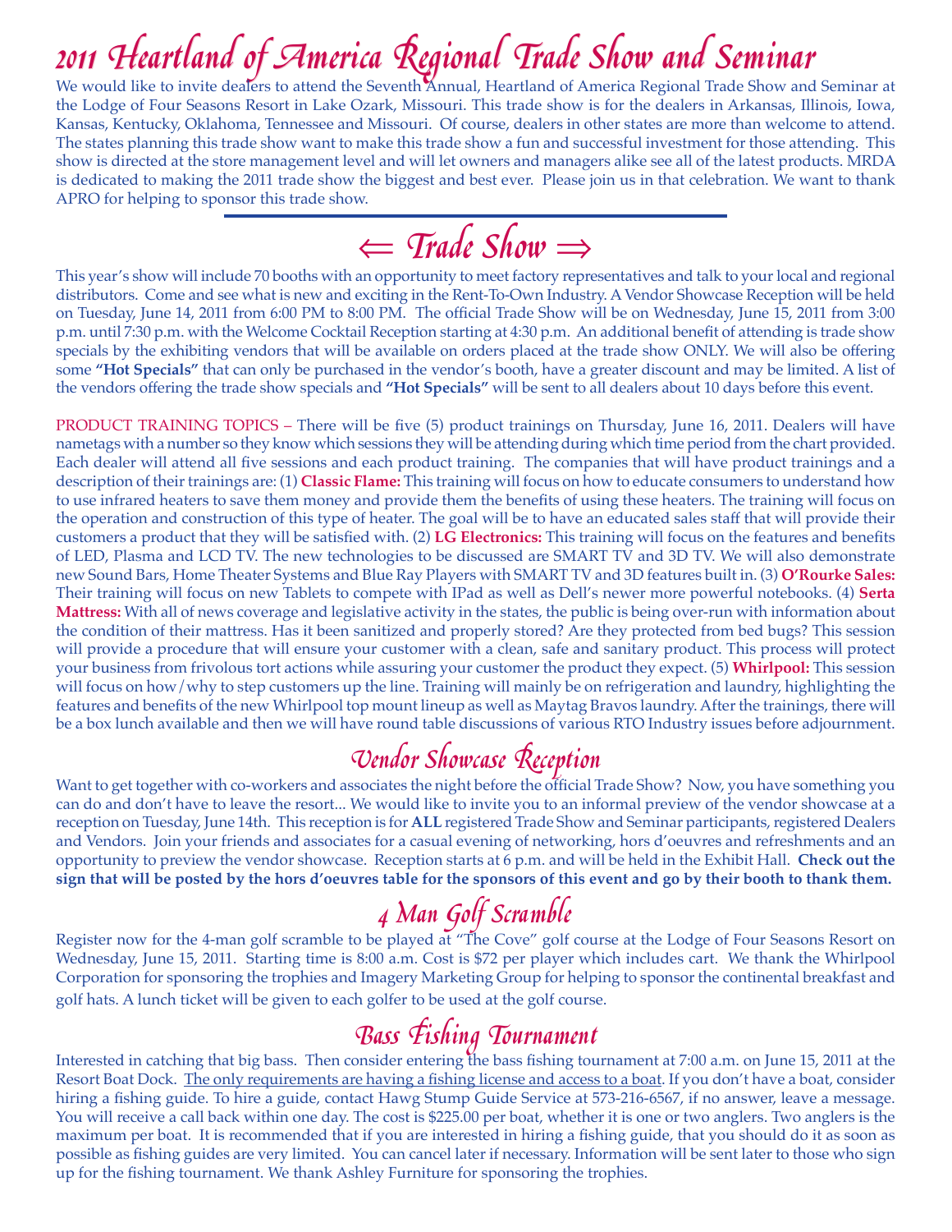# 2011 Heartland of America Regional Trade Show and Seminar

We would like to invite dealers to attend the Seventh Annual, Heartland of America Regional Trade Show and Seminar at the Lodge of Four Seasons Resort in Lake Ozark, Missouri. This trade show is for the dealers in Arkansas, Illinois, Iowa, Kansas, Kentucky, Oklahoma, Tennessee and Missouri. Of course, dealers in other states are more than welcome to attend. The states planning this trade show want to make this trade show a fun and successful investment for those attending. This show is directed at the store management level and will let owners and managers alike see all of the latest products. MRDA is dedicated to making the 2011 trade show the biggest and best ever. Please join us in that celebration. We want to thank APRO for helping to sponsor this trade show.

## ⇐ Trade Show ⇒

This year's show will include 70 booths with an opportunity to meet factory representatives and talk to your local and regional distributors. Come and see what is new and exciting in the Rent-To-Own Industry. A Vendor Showcase Reception will be held on Tuesday, June 14, 2011 from 6:00 PM to 8:00 PM. The official Trade Show will be on Wednesday, June 15, 2011 from 3:00 p.m. until 7:30 p.m. with the Welcome Cocktail Reception starting at 4:30 p.m. An additional benefit of attending is trade show specials by the exhibiting vendors that will be available on orders placed at the trade show ONLY. We will also be offering some **"Hot Specials"** that can only be purchased in the vendor's booth, have a greater discount and may be limited. A list of the vendors offering the trade show specials and **"Hot Specials"** will be sent to all dealers about 10 days before this event.

PRODUCT TRAINING TOPICS – There will be five (5) product trainings on Thursday, June 16, 2011. Dealers will have nametags with a number so they know which sessions they will be attending during which time period from the chart provided. Each dealer will attend all five sessions and each product training. The companies that will have product trainings and a description of their trainings are: (1) **Classic Flame:** This training will focus on how to educate consumers to understand how to use infrared heaters to save them money and provide them the benefits of using these heaters. The training will focus on the operation and construction of this type of heater. The goal will be to have an educated sales staff that will provide their customers a product that they will be satisfied with. (2) **LG Electronics:** This training will focus on the features and benefits of LED, Plasma and LCD TV. The new technologies to be discussed are SMART TV and 3D TV. We will also demonstrate new Sound Bars, Home Theater Systems and Blue Ray Players with SMART TV and 3D features built in. (3) **O'Rourke Sales:** Their training will focus on new Tablets to compete with IPad as well as Dell's newer more powerful notebooks. (4) **Serta Mattress:** With all of news coverage and legislative activity in the states, the public is being over-run with information about the condition of their mattress. Has it been sanitized and properly stored? Are they protected from bed bugs? This session will provide a procedure that will ensure your customer with a clean, safe and sanitary product. This process will protect your business from frivolous tort actions while assuring your customer the product they expect. (5) **Whirlpool:** This session will focus on how/why to step customers up the line. Training will mainly be on refrigeration and laundry, highlighting the features and benefits of the new Whirlpool top mount lineup as well as Maytag Bravos laundry. After the trainings, there will be a box lunch available and then we will have round table discussions of various RTO Industry issues before adjournment.

## Vendor Showcase Reception

Want to get together with co-workers and associates the night before the official Trade Show? Now, you have something you can do and don't have to leave the resort... We would like to invite you to an informal preview of the vendor showcase at a reception on Tuesday, June 14th. This reception is for **ALL** registered Trade Show and Seminar participants, registered Dealers and Vendors. Join your friends and associates for a casual evening of networking, hors d'oeuvres and refreshments and an opportunity to preview the vendor showcase. Reception starts at 6 p.m. and will be held in the Exhibit Hall. **Check out the sign that will be posted by the hors d'oeuvres table for the sponsors of this event and go by their booth to thank them.**

## 4 Man Golf Scramble

Register now for the 4-man golf scramble to be played at "The Cove" golf course at the Lodge of Four Seasons Resort on Wednesday, June 15, 2011. Starting time is 8:00 a.m. Cost is $72 per player which includes cart. We thank the Whirlpool Corporation for sponsoring the trophies and Imagery Marketing Group for helping to sponsor the continental breakfast and golf hats. A lunch ticket will be given to each golfer to be used at the golf course.

## Bass Fishing Tournament

Interested in catching that big bass. Then consider entering the bass fishing tournament at 7:00 a.m. on June 15, 2011 at the Resort Boat Dock. The only requirements are having a fishing license and access to a boat. If you don't have a boat, consider hiring a fishing guide. To hire a guide, contact Hawg Stump Guide Service at 573-216-6567, if no answer, leave a message. You will receive a call back within one day. The cost is $225.00 per boat, whether it is one or two anglers. Two anglers is the maximum per boat. It is recommended that if you are interested in hiring a fishing guide, that you should do it as soon as possible as fishing guides are very limited. You can cancel later if necessary. Information will be sent later to those who sign up for the fishing tournament. We thank Ashley Furniture for sponsoring the trophies.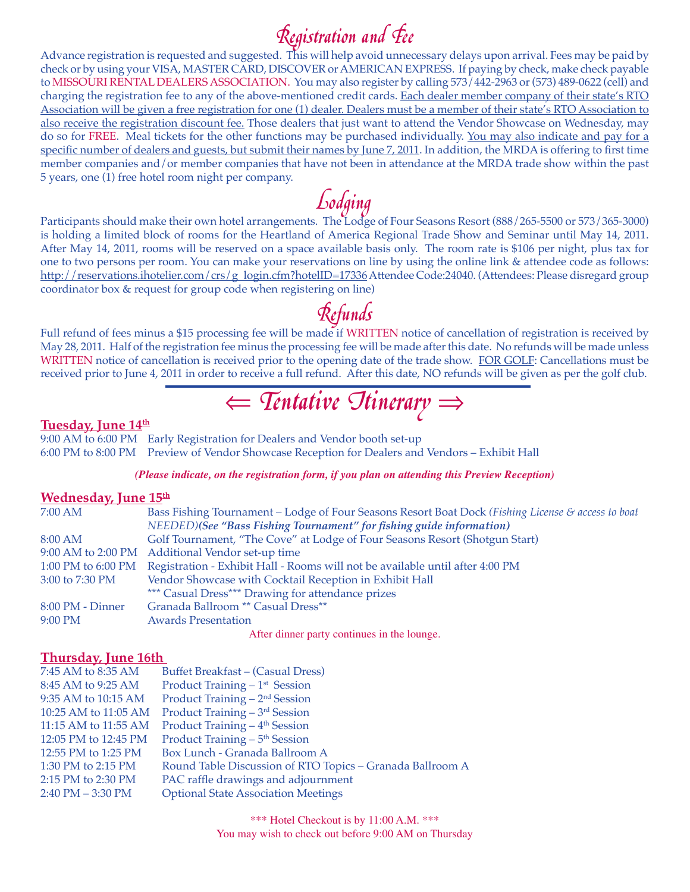# Registration and Fee

Advance registration is requested and suggested. This will help avoid unnecessary delays upon arrival. Fees may be paid by check or by using your VISA, MASTER CARD, DISCOVER or AMERICAN EXPRESS. If paying by check, make check payable to MISSOURI RENTAL DEALERS ASSOCIATION. You may also register by calling 573/442-2963 or (573) 489-0622 (cell) and charging the registration fee to any of the above-mentioned credit cards. Each dealer member company of their state's RTO Association will be given a free registration for one (1) dealer. Dealers must be a member of their state's RTO Association to also receive the registration discount fee. Those dealers that just want to attend the Vendor Showcase on Wednesday, may do so for FREE. Meal tickets for the other functions may be purchased individually. You may also indicate and pay for a specific number of dealers and guests, but submit their names by June 7, 2011. In addition, the MRDA is offering to first time member companies and/or member companies that have not been in attendance at the MRDA trade show within the past 5 years, one (1) free hotel room night per company.

# Lodging

Participants should make their own hotel arrangements. The Lodge of Four Seasons Resort (888/265-5500 or 573/365-3000) is holding a limited block of rooms for the Heartland of America Regional Trade Show and Seminar until May 14, 2011. After May 14, 2011, rooms will be reserved on a space available basis only. The room rate is $106 per night, plus tax for one to two persons per room. You can make your reservations on line by using the online link & attendee code as follows: http://reservations.ihotelier.com/crs/g_login.cfm?hotelID=17336 Attendee Code:24040. (Attendees: Please disregard group coordinator box & request for group code when registering on line)

# Refunds

Full refund of fees minus a $15 processing fee will be made if WRITTEN notice of cancellation of registration is received by May 28, 2011. Half of the registration fee minus the processing fee will be made after this date. No refunds will be made unless WRITTEN notice of cancellation is received prior to the opening date of the trade show. FOR GOLF: Cancellations must be received prior to June 4, 2011 in order to receive a full refund. After this date, NO refunds will be given as per the golf club.

# ⇐ Tentative Itinerary ⇒

**Tuesday, June 14th**

| | |
|---|---|
| 9:00 AM to 6:00 PM | Early Registration for Dealers and Vendor booth set-up |
| 6:00 PM to 8:00 PM | Preview of Vendor Showcase Reception for Dealers and Vendors – Exhibit Hall |

***(Please indicate, on the registration form, if you plan on attending this Preview Reception)***

**Wednesday, June 15th**

| | |
|---|---|
| 7:00 AM | Bass Fishing Tournament – Lodge of Four Seasons Resort Boat Dock *(Fishing License & access to boat NEEDED)* ***(See "Bass Fishing Tournament" for fishing guide information)*** |
| 8:00 AM | Golf Tournament, "The Cove" at Lodge of Four Seasons Resort (Shotgun Start) |
| 9:00 AM to 2:00 PM | Additional Vendor set-up time |
| 1:00 PM to 6:00 PM | Registration - Exhibit Hall - Rooms will not be available until after 4:00 PM |
| 3:00 to 7:30 PM | Vendor Showcase with Cocktail Reception in Exhibit Hall *** Casual Dress*** Drawing for attendance prizes |
| 8:00 PM - Dinner | Granada Ballroom ** Casual Dress** |
| 9:00 PM | Awards Presentation |

After dinner party continues in the lounge.

**Thursday, June 16th**

| | |
|---|---|
| 7:45 AM to 8:35 AM | Buffet Breakfast – (Casual Dress) |
| 8:45 AM to 9:25 AM | Product Training – 1st Session |
| 9:35 AM to 10:15 AM | Product Training – 2nd Session |
| 10:25 AM to 11:05 AM | Product Training – 3rd Session |
| 11:15 AM to 11:55 AM | Product Training – 4th Session |
| 12:05 PM to 12:45 PM | Product Training – 5th Session |
| 12:55 PM to 1:25 PM | Box Lunch - Granada Ballroom A |
| 1:30 PM to 2:15 PM | Round Table Discussion of RTO Topics – Granada Ballroom A |
| 2:15 PM to 2:30 PM | PAC raffle drawings and adjournment |
| 2:40 PM – 3:30 PM | Optional State Association Meetings |

*** Hotel Checkout is by 11:00 A.M. ***
You may wish to check out before 9:00 AM on Thursday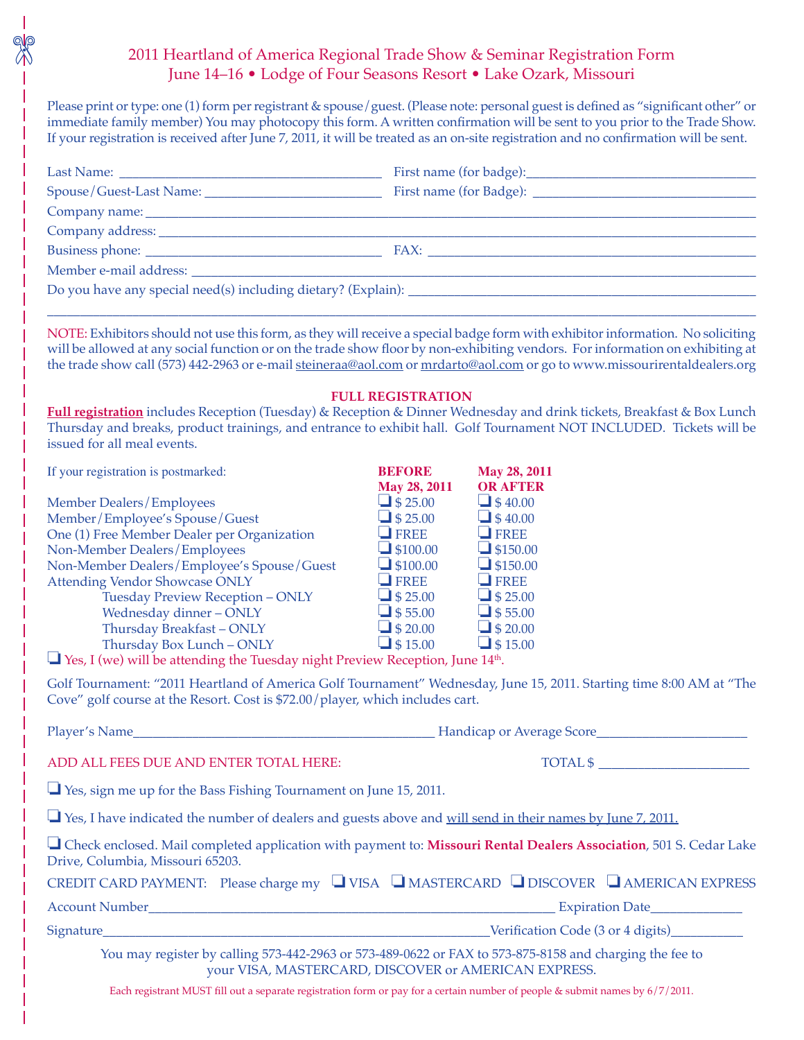# 2011 Heartland of America Regional Trade Show & Seminar Registration Form

## June 14–16 • Lodge of Four Seasons Resort • Lake Ozark, Missouri

Please print or type: one (1) form per registrant & spouse/guest. (Please note: personal guest is defined as "significant other" or immediate family member) You may photocopy this form. A written confirmation will be sent to you prior to the Trade Show. If your registration is received after June 7, 2011, it will be treated as an on-site registration and no confirmation will be sent.

Last Name: ______________________________ First name (for badge): ______________________________

Spouse/Guest-Last Name: ______________________________ First name (for Badge): ______________________________

Company name: ____________________________________________________________

Company address: ____________________________________________________________

Business phone: ______________________________ FAX: ______________________________

Member e-mail address: ____________________________________________________________

Do you have any special need(s) including dietary? (Explain): ______________________________

____________________________________________________________

NOTE: Exhibitors should not use this form, as they will receive a special badge form with exhibitor information. No soliciting will be allowed at any social function or on the trade show floor by non-exhibiting vendors. For information on exhibiting at the trade show call (573) 442-2963 or e-mail steineraa@aol.com or mrdarto@aol.com or go to www.missourirentaldealers.org

### FULL REGISTRATION

**Full registration** includes Reception (Tuesday) & Reception & Dinner Wednesday and drink tickets, Breakfast & Box Lunch Thursday and breaks, product trainings, and entrance to exhibit hall. Golf Tournament NOT INCLUDED. Tickets will be issued for all meal events.

| If your registration is postmarked: | BEFORE May 28, 2011 | May 28, 2011 OR AFTER |
|---|---|---|
| Member Dealers/Employees | ❑ $ 25.00 | ❑ $ 40.00 |
| Member/Employee's Spouse/Guest | ❑ $ 25.00 | ❑ $ 40.00 |
| One (1) Free Member Dealer per Organization | ❑ FREE | ❑ FREE |
| Non-Member Dealers/Employees | ❑ $100.00 | ❑ $150.00 |
| Non-Member Dealers/Employee's Spouse/Guest | ❑ $100.00 | ❑ $150.00 |
| Attending Vendor Showcase ONLY | ❑ FREE | ❑ FREE |
| Tuesday Preview Reception – ONLY | ❑ $ 25.00 | ❑ $ 25.00 |
| Wednesday dinner – ONLY | ❑ $ 55.00 | ❑ $ 55.00 |
| Thursday Breakfast – ONLY | ❑ $ 20.00 | ❑ $ 20.00 |
| Thursday Box Lunch – ONLY | ❑ $ 15.00 | ❑ $ 15.00 |

❑ Yes, I (we) will be attending the Tuesday night Preview Reception, June 14th.

Golf Tournament: "2011 Heartland of America Golf Tournament" Wednesday, June 15, 2011. Starting time 8:00 AM at "The Cove" golf course at the Resort. Cost is $72.00/player, which includes cart.

Player's Name______________________________ Handicap or Average Score______________________

ADD ALL FEES DUE AND ENTER TOTAL HERE: TOTAL $ ______________________

❑ Yes, sign me up for the Bass Fishing Tournament on June 15, 2011.

❑ Yes, I have indicated the number of dealers and guests above and will send in their names by June 7, 2011.

❑ Check enclosed. Mail completed application with payment to: **Missouri Rental Dealers Association**, 501 S. Cedar Lake Drive, Columbia, Missouri 65203.

CREDIT CARD PAYMENT: Please charge my ❑ VISA ❑ MASTERCARD ❑ DISCOVER ❑ AMERICAN EXPRESS

Account Number______________________________ Expiration Date______________

Signature______________________________ Verification Code (3 or 4 digits)__________

You may register by calling 573-442-2963 or 573-489-0622 or FAX to 573-875-8158 and charging the fee to your VISA, MASTERCARD, DISCOVER or AMERICAN EXPRESS.

Each registrant MUST fill out a separate registration form or pay for a certain number of people & submit names by 6/7/2011.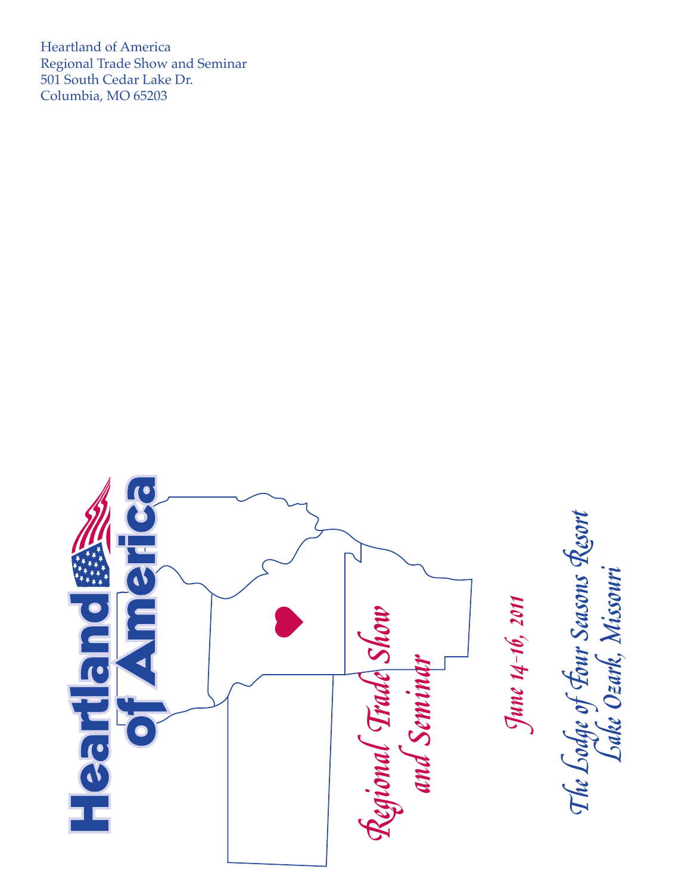Heartland of America
Regional Trade Show and Seminar
501 South Cedar Lake Dr.
Columbia, MO 65203

# Heartland of America

*Regional Trade Show and Seminar*

*June 14-16, 2011*

*The Lodge of Four Seasons Resort*
*Lake Ozark, Missouri*